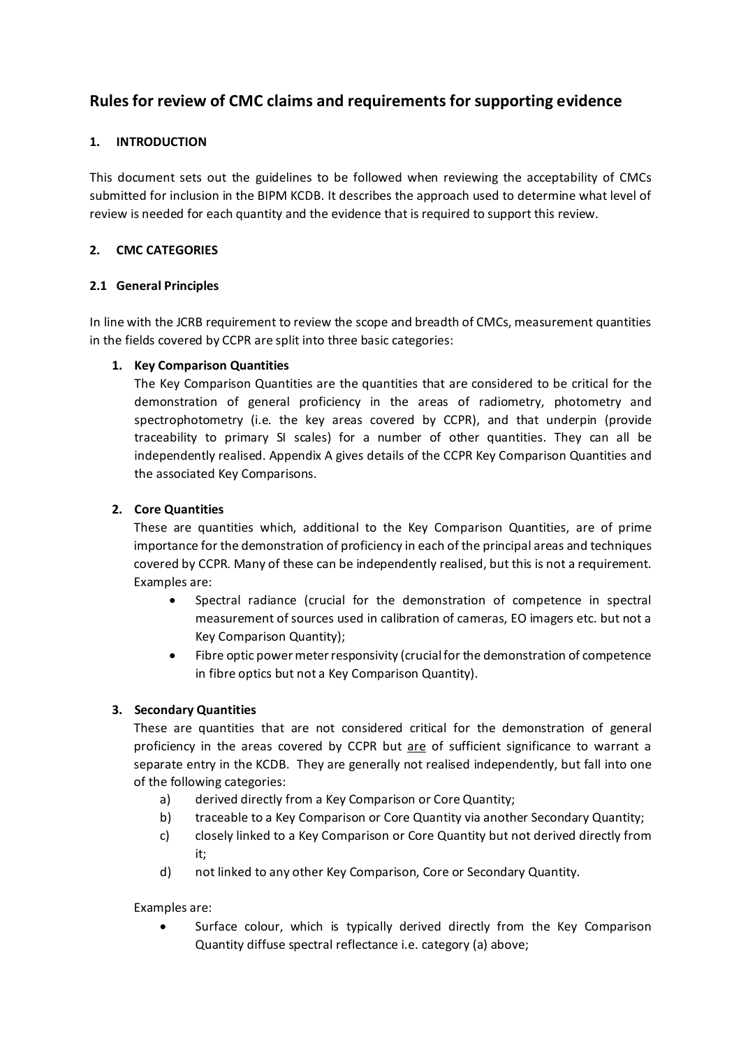# Rules for review of CMC claims and requirements for supporting evidence

## 1. INTRODUCTION

This document sets out the guidelines to be followed when reviewing the acceptability of CMCs submitted for inclusion in the BIPM KCDB. It describes the approach used to determine what level of review is needed for each quantity and the evidence that is required to support this review.

## 2. CMC CATEGORIES

### 2.1 General Principles

In line with the JCRB requirement to review the scope and breadth of CMCs, measurement quantities in the fields covered by CCPR are split into three basic categories:

1. **Key Comparison Quantities**
   The Key Comparison Quantities are the quantities that are considered to be critical for the demonstration of general proficiency in the areas of radiometry, photometry and spectrophotometry (i.e. the key areas covered by CCPR), and that underpin (provide traceability to primary SI scales) for a number of other quantities. They can all be independently realised. Appendix A gives details of the CCPR Key Comparison Quantities and the associated Key Comparisons.

2. **Core Quantities**
   These are quantities which, additional to the Key Comparison Quantities, are of prime importance for the demonstration of proficiency in each of the principal areas and techniques covered by CCPR. Many of these can be independently realised, but this is not a requirement. Examples are:
   - Spectral radiance (crucial for the demonstration of competence in spectral measurement of sources used in calibration of cameras, EO imagers etc. but not a Key Comparison Quantity);
   - Fibre optic power meter responsivity (crucial for the demonstration of competence in fibre optics but not a Key Comparison Quantity).

3. **Secondary Quantities**
   These are quantities that are not considered critical for the demonstration of general proficiency in the areas covered by CCPR but <u>are</u> of sufficient significance to warrant a separate entry in the KCDB. They are generally not realised independently, but fall into one of the following categories:
   a) derived directly from a Key Comparison or Core Quantity;
   b) traceable to a Key Comparison or Core Quantity via another Secondary Quantity;
   c) closely linked to a Key Comparison or Core Quantity but not derived directly from it;
   d) not linked to any other Key Comparison, Core or Secondary Quantity.

   Examples are:
   - Surface colour, which is typically derived directly from the Key Comparison Quantity diffuse spectral reflectance i.e. category (a) above;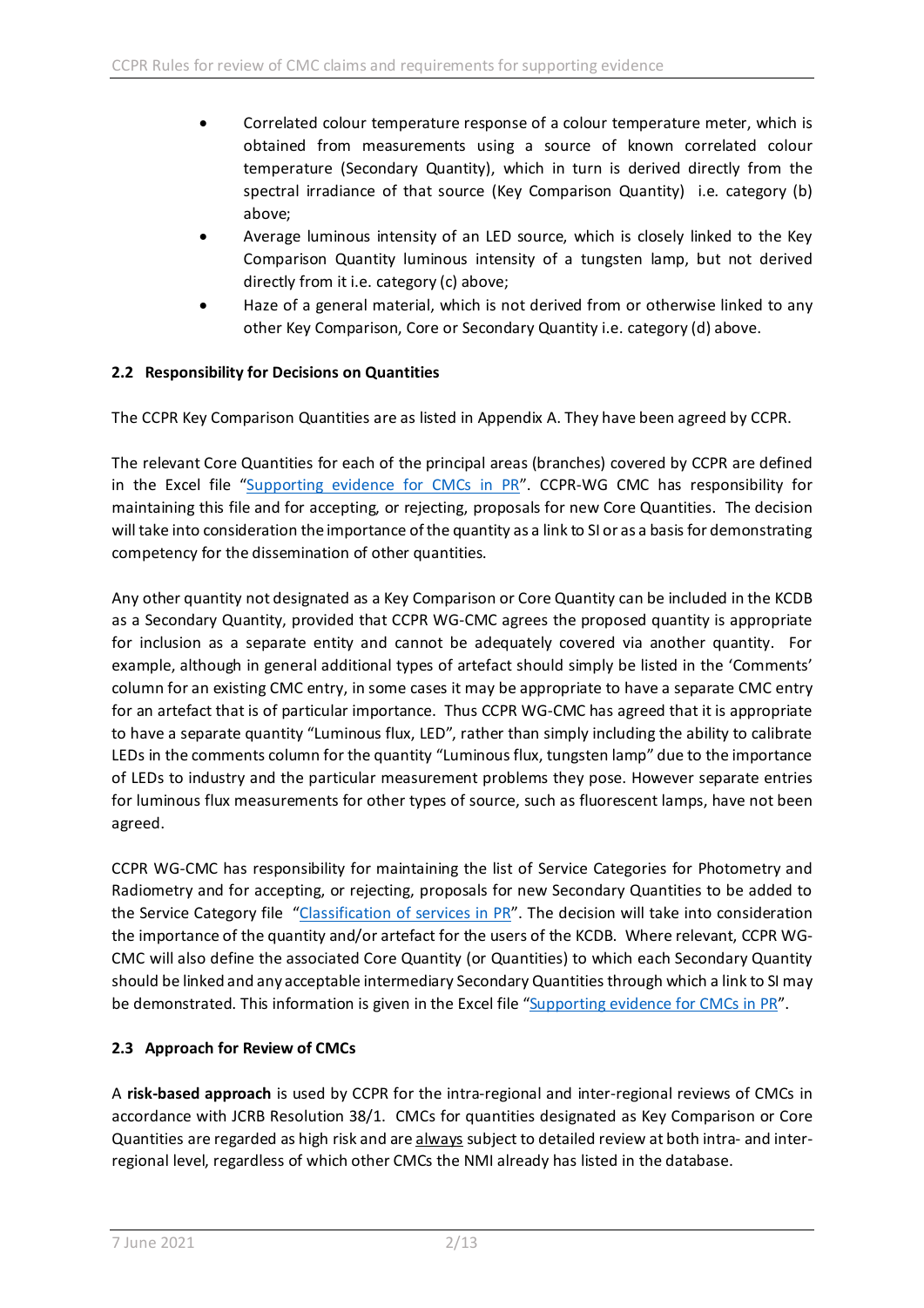- Correlated colour temperature response of a colour temperature meter, which is obtained from measurements using a source of known correlated colour temperature (Secondary Quantity), which in turn is derived directly from the spectral irradiance of that source (Key Comparison Quantity) i.e. category (b) above;
- Average luminous intensity of an LED source, which is closely linked to the Key Comparison Quantity luminous intensity of a tungsten lamp, but not derived directly from it i.e. category (c) above;
- Haze of a general material, which is not derived from or otherwise linked to any other Key Comparison, Core or Secondary Quantity i.e. category (d) above.

### 2.2 Responsibility for Decisions on Quantities

The CCPR Key Comparison Quantities are as listed in Appendix A. They have been agreed by CCPR.

The relevant Core Quantities for each of the principal areas (branches) covered by CCPR are defined in the Excel file "Supporting evidence for CMCs in PR". CCPR-WG CMC has responsibility for maintaining this file and for accepting, or rejecting, proposals for new Core Quantities. The decision will take into consideration the importance of the quantity as a link to SI or as a basis for demonstrating competency for the dissemination of other quantities.

Any other quantity not designated as a Key Comparison or Core Quantity can be included in the KCDB as a Secondary Quantity, provided that CCPR WG-CMC agrees the proposed quantity is appropriate for inclusion as a separate entity and cannot be adequately covered via another quantity. For example, although in general additional types of artefact should simply be listed in the 'Comments' column for an existing CMC entry, in some cases it may be appropriate to have a separate CMC entry for an artefact that is of particular importance. Thus CCPR WG-CMC has agreed that it is appropriate to have a separate quantity "Luminous flux, LED", rather than simply including the ability to calibrate LEDs in the comments column for the quantity "Luminous flux, tungsten lamp" due to the importance of LEDs to industry and the particular measurement problems they pose. However separate entries for luminous flux measurements for other types of source, such as fluorescent lamps, have not been agreed.

CCPR WG-CMC has responsibility for maintaining the list of Service Categories for Photometry and Radiometry and for accepting, or rejecting, proposals for new Secondary Quantities to be added to the Service Category file "Classification of services in PR". The decision will take into consideration the importance of the quantity and/or artefact for the users of the KCDB. Where relevant, CCPR WG-CMC will also define the associated Core Quantity (or Quantities) to which each Secondary Quantity should be linked and any acceptable intermediary Secondary Quantities through which a link to SI may be demonstrated. This information is given in the Excel file "Supporting evidence for CMCs in PR".

### 2.3 Approach for Review of CMCs

A **risk-based approach** is used by CCPR for the intra-regional and inter-regional reviews of CMCs in accordance with JCRB Resolution 38/1. CMCs for quantities designated as Key Comparison or Core Quantities are regarded as high risk and are always subject to detailed review at both intra- and inter-regional level, regardless of which other CMCs the NMI already has listed in the database.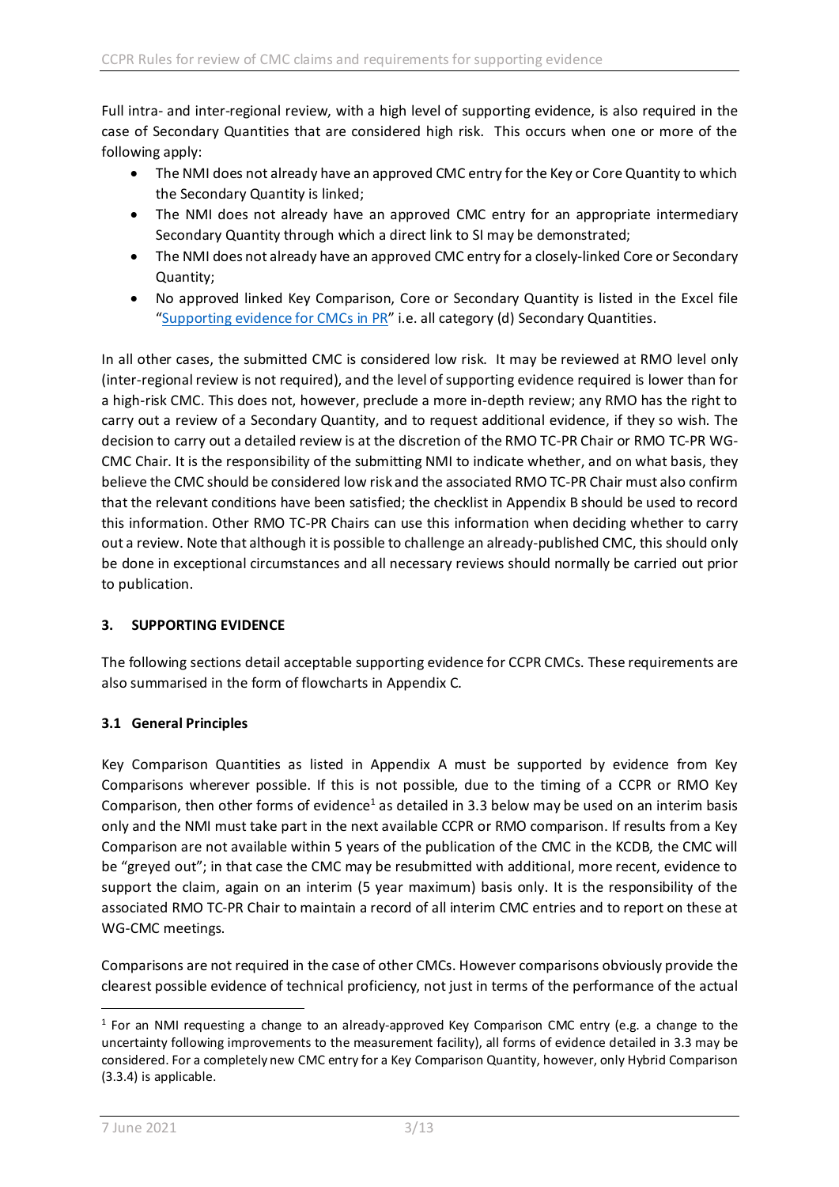Full intra- and inter-regional review, with a high level of supporting evidence, is also required in the case of Secondary Quantities that are considered high risk. This occurs when one or more of the following apply:

- The NMI does not already have an approved CMC entry for the Key or Core Quantity to which the Secondary Quantity is linked;
- The NMI does not already have an approved CMC entry for an appropriate intermediary Secondary Quantity through which a direct link to SI may be demonstrated;
- The NMI does not already have an approved CMC entry for a closely-linked Core or Secondary Quantity;
- No approved linked Key Comparison, Core or Secondary Quantity is listed in the Excel file "Supporting evidence for CMCs in PR" i.e. all category (d) Secondary Quantities.

In all other cases, the submitted CMC is considered low risk. It may be reviewed at RMO level only (inter-regional review is not required), and the level of supporting evidence required is lower than for a high-risk CMC. This does not, however, preclude a more in-depth review; any RMO has the right to carry out a review of a Secondary Quantity, and to request additional evidence, if they so wish. The decision to carry out a detailed review is at the discretion of the RMO TC-PR Chair or RMO TC-PR WG-CMC Chair. It is the responsibility of the submitting NMI to indicate whether, and on what basis, they believe the CMC should be considered low risk and the associated RMO TC-PR Chair must also confirm that the relevant conditions have been satisfied; the checklist in Appendix B should be used to record this information. Other RMO TC-PR Chairs can use this information when deciding whether to carry out a review. Note that although it is possible to challenge an already-published CMC, this should only be done in exceptional circumstances and all necessary reviews should normally be carried out prior to publication.

## 3. SUPPORTING EVIDENCE

The following sections detail acceptable supporting evidence for CCPR CMCs. These requirements are also summarised in the form of flowcharts in Appendix C.

### 3.1 General Principles

Key Comparison Quantities as listed in Appendix A must be supported by evidence from Key Comparisons wherever possible. If this is not possible, due to the timing of a CCPR or RMO Key Comparison, then other forms of evidence[1] as detailed in 3.3 below may be used on an interim basis only and the NMI must take part in the next available CCPR or RMO comparison. If results from a Key Comparison are not available within 5 years of the publication of the CMC in the KCDB, the CMC will be "greyed out"; in that case the CMC may be resubmitted with additional, more recent, evidence to support the claim, again on an interim (5 year maximum) basis only. It is the responsibility of the associated RMO TC-PR Chair to maintain a record of all interim CMC entries and to report on these at WG-CMC meetings.

Comparisons are not required in the case of other CMCs. However comparisons obviously provide the clearest possible evidence of technical proficiency, not just in terms of the performance of the actual

---

[1] For an NMI requesting a change to an already-approved Key Comparison CMC entry (e.g. a change to the uncertainty following improvements to the measurement facility), all forms of evidence detailed in 3.3 may be considered. For a completely new CMC entry for a Key Comparison Quantity, however, only Hybrid Comparison (3.3.4) is applicable.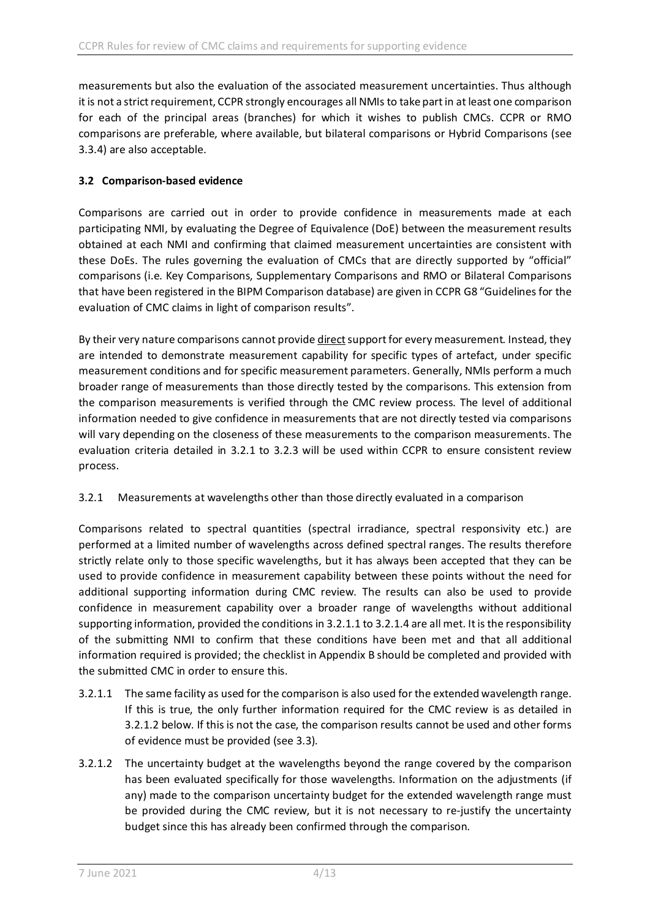measurements but also the evaluation of the associated measurement uncertainties. Thus although it is not a strict requirement, CCPR strongly encourages all NMIs to take part in at least one comparison for each of the principal areas (branches) for which it wishes to publish CMCs. CCPR or RMO comparisons are preferable, where available, but bilateral comparisons or Hybrid Comparisons (see 3.3.4) are also acceptable.

### 3.2 Comparison-based evidence

Comparisons are carried out in order to provide confidence in measurements made at each participating NMI, by evaluating the Degree of Equivalence (DoE) between the measurement results obtained at each NMI and confirming that claimed measurement uncertainties are consistent with these DoEs. The rules governing the evaluation of CMCs that are directly supported by "official" comparisons (i.e. Key Comparisons, Supplementary Comparisons and RMO or Bilateral Comparisons that have been registered in the BIPM Comparison database) are given in CCPR G8 "Guidelines for the evaluation of CMC claims in light of comparison results".

By their very nature comparisons cannot provide direct support for every measurement. Instead, they are intended to demonstrate measurement capability for specific types of artefact, under specific measurement conditions and for specific measurement parameters. Generally, NMIs perform a much broader range of measurements than those directly tested by the comparisons. This extension from the comparison measurements is verified through the CMC review process. The level of additional information needed to give confidence in measurements that are not directly tested via comparisons will vary depending on the closeness of these measurements to the comparison measurements. The evaluation criteria detailed in 3.2.1 to 3.2.3 will be used within CCPR to ensure consistent review process.

#### 3.2.1 Measurements at wavelengths other than those directly evaluated in a comparison

Comparisons related to spectral quantities (spectral irradiance, spectral responsivity etc.) are performed at a limited number of wavelengths across defined spectral ranges. The results therefore strictly relate only to those specific wavelengths, but it has always been accepted that they can be used to provide confidence in measurement capability between these points without the need for additional supporting information during CMC review. The results can also be used to provide confidence in measurement capability over a broader range of wavelengths without additional supporting information, provided the conditions in 3.2.1.1 to 3.2.1.4 are all met. It is the responsibility of the submitting NMI to confirm that these conditions have been met and that all additional information required is provided; the checklist in Appendix B should be completed and provided with the submitted CMC in order to ensure this.

3.2.1.1 The same facility as used for the comparison is also used for the extended wavelength range. If this is true, the only further information required for the CMC review is as detailed in 3.2.1.2 below. If this is not the case, the comparison results cannot be used and other forms of evidence must be provided (see 3.3).

3.2.1.2 The uncertainty budget at the wavelengths beyond the range covered by the comparison has been evaluated specifically for those wavelengths. Information on the adjustments (if any) made to the comparison uncertainty budget for the extended wavelength range must be provided during the CMC review, but it is not necessary to re-justify the uncertainty budget since this has already been confirmed through the comparison.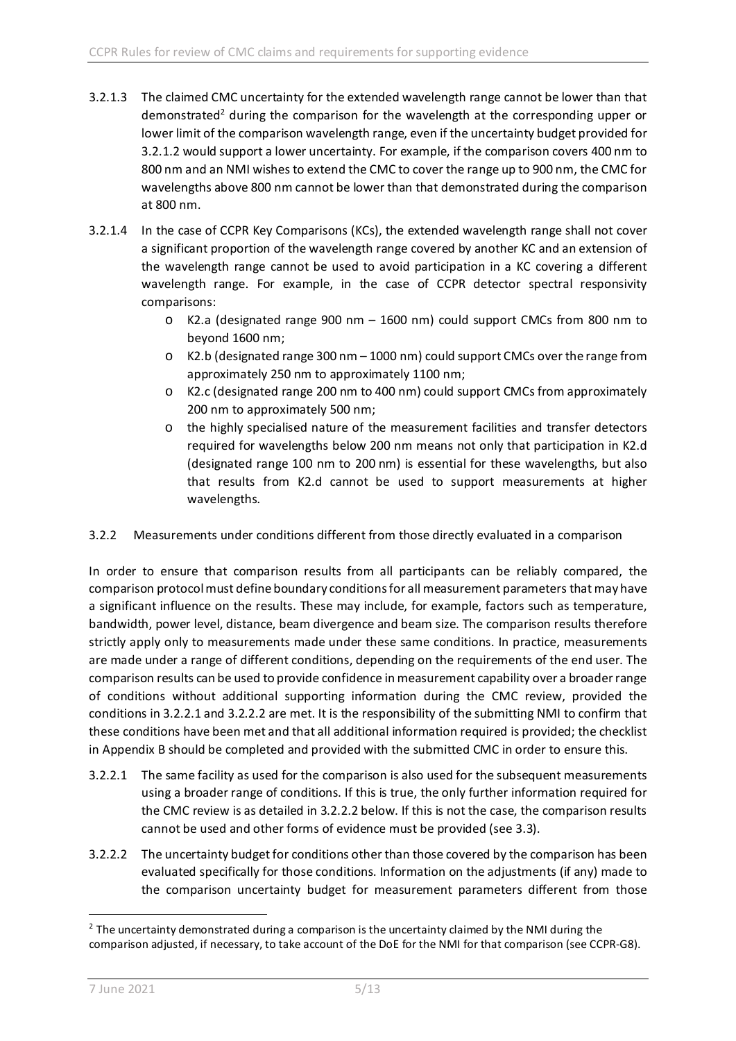3.2.1.3 The claimed CMC uncertainty for the extended wavelength range cannot be lower than that demonstrated[2] during the comparison for the wavelength at the corresponding upper or lower limit of the comparison wavelength range, even if the uncertainty budget provided for 3.2.1.2 would support a lower uncertainty. For example, if the comparison covers 400 nm to 800 nm and an NMI wishes to extend the CMC to cover the range up to 900 nm, the CMC for wavelengths above 800 nm cannot be lower than that demonstrated during the comparison at 800 nm.

3.2.1.4 In the case of CCPR Key Comparisons (KCs), the extended wavelength range shall not cover a significant proportion of the wavelength range covered by another KC and an extension of the wavelength range cannot be used to avoid participation in a KC covering a different wavelength range. For example, in the case of CCPR detector spectral responsivity comparisons:

- K2.a (designated range 900 nm – 1600 nm) could support CMCs from 800 nm to beyond 1600 nm;
- K2.b (designated range 300 nm – 1000 nm) could support CMCs over the range from approximately 250 nm to approximately 1100 nm;
- K2.c (designated range 200 nm to 400 nm) could support CMCs from approximately 200 nm to approximately 500 nm;
- the highly specialised nature of the measurement facilities and transfer detectors required for wavelengths below 200 nm means not only that participation in K2.d (designated range 100 nm to 200 nm) is essential for these wavelengths, but also that results from K2.d cannot be used to support measurements at higher wavelengths.

### 3.2.2 Measurements under conditions different from those directly evaluated in a comparison

In order to ensure that comparison results from all participants can be reliably compared, the comparison protocol must define boundary conditions for all measurement parameters that may have a significant influence on the results. These may include, for example, factors such as temperature, bandwidth, power level, distance, beam divergence and beam size. The comparison results therefore strictly apply only to measurements made under these same conditions. In practice, measurements are made under a range of different conditions, depending on the requirements of the end user. The comparison results can be used to provide confidence in measurement capability over a broader range of conditions without additional supporting information during the CMC review, provided the conditions in 3.2.2.1 and 3.2.2.2 are met. It is the responsibility of the submitting NMI to confirm that these conditions have been met and that all additional information required is provided; the checklist in Appendix B should be completed and provided with the submitted CMC in order to ensure this.

3.2.2.1 The same facility as used for the comparison is also used for the subsequent measurements using a broader range of conditions. If this is true, the only further information required for the CMC review is as detailed in 3.2.2.2 below. If this is not the case, the comparison results cannot be used and other forms of evidence must be provided (see 3.3).

3.2.2.2 The uncertainty budget for conditions other than those covered by the comparison has been evaluated specifically for those conditions. Information on the adjustments (if any) made to the comparison uncertainty budget for measurement parameters different from those

[2] The uncertainty demonstrated during a comparison is the uncertainty claimed by the NMI during the comparison adjusted, if necessary, to take account of the DoE for the NMI for that comparison (see CCPR-G8).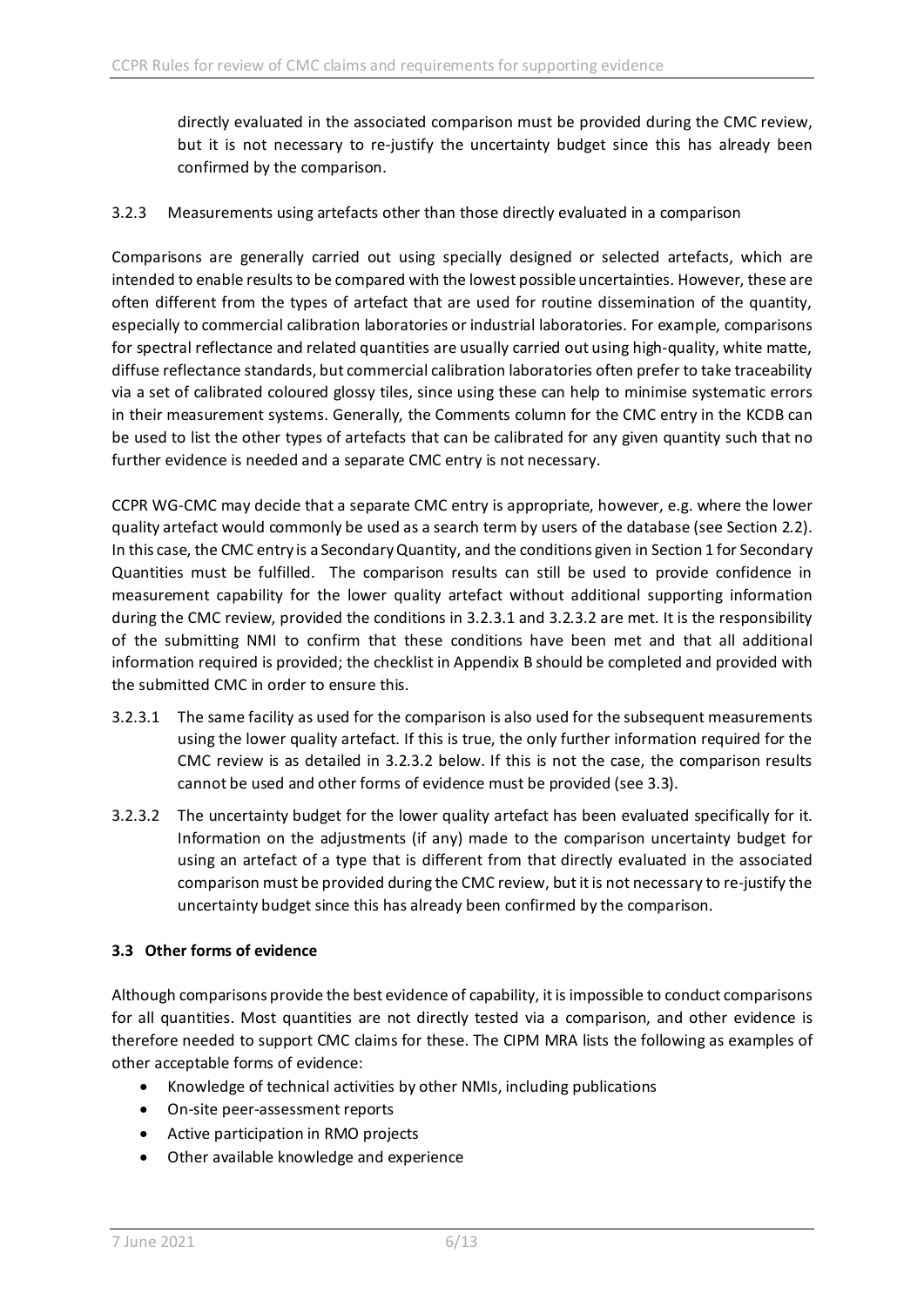directly evaluated in the associated comparison must be provided during the CMC review, but it is not necessary to re-justify the uncertainty budget since this has already been confirmed by the comparison.

3.2.3 Measurements using artefacts other than those directly evaluated in a comparison

Comparisons are generally carried out using specially designed or selected artefacts, which are intended to enable results to be compared with the lowest possible uncertainties. However, these are often different from the types of artefact that are used for routine dissemination of the quantity, especially to commercial calibration laboratories or industrial laboratories. For example, comparisons for spectral reflectance and related quantities are usually carried out using high-quality, white matte, diffuse reflectance standards, but commercial calibration laboratories often prefer to take traceability via a set of calibrated coloured glossy tiles, since using these can help to minimise systematic errors in their measurement systems. Generally, the Comments column for the CMC entry in the KCDB can be used to list the other types of artefacts that can be calibrated for any given quantity such that no further evidence is needed and a separate CMC entry is not necessary.

CCPR WG-CMC may decide that a separate CMC entry is appropriate, however, e.g. where the lower quality artefact would commonly be used as a search term by users of the database (see Section 2.2). In this case, the CMC entry is a Secondary Quantity, and the conditions given in Section 1 for Secondary Quantities must be fulfilled. The comparison results can still be used to provide confidence in measurement capability for the lower quality artefact without additional supporting information during the CMC review, provided the conditions in 3.2.3.1 and 3.2.3.2 are met. It is the responsibility of the submitting NMI to confirm that these conditions have been met and that all additional information required is provided; the checklist in Appendix B should be completed and provided with the submitted CMC in order to ensure this.

3.2.3.1 The same facility as used for the comparison is also used for the subsequent measurements using the lower quality artefact. If this is true, the only further information required for the CMC review is as detailed in 3.2.3.2 below. If this is not the case, the comparison results cannot be used and other forms of evidence must be provided (see 3.3).

3.2.3.2 The uncertainty budget for the lower quality artefact has been evaluated specifically for it. Information on the adjustments (if any) made to the comparison uncertainty budget for using an artefact of a type that is different from that directly evaluated in the associated comparison must be provided during the CMC review, but it is not necessary to re-justify the uncertainty budget since this has already been confirmed by the comparison.

### 3.3 Other forms of evidence

Although comparisons provide the best evidence of capability, it is impossible to conduct comparisons for all quantities. Most quantities are not directly tested via a comparison, and other evidence is therefore needed to support CMC claims for these. The CIPM MRA lists the following as examples of other acceptable forms of evidence:

- Knowledge of technical activities by other NMIs, including publications
- On-site peer-assessment reports
- Active participation in RMO projects
- Other available knowledge and experience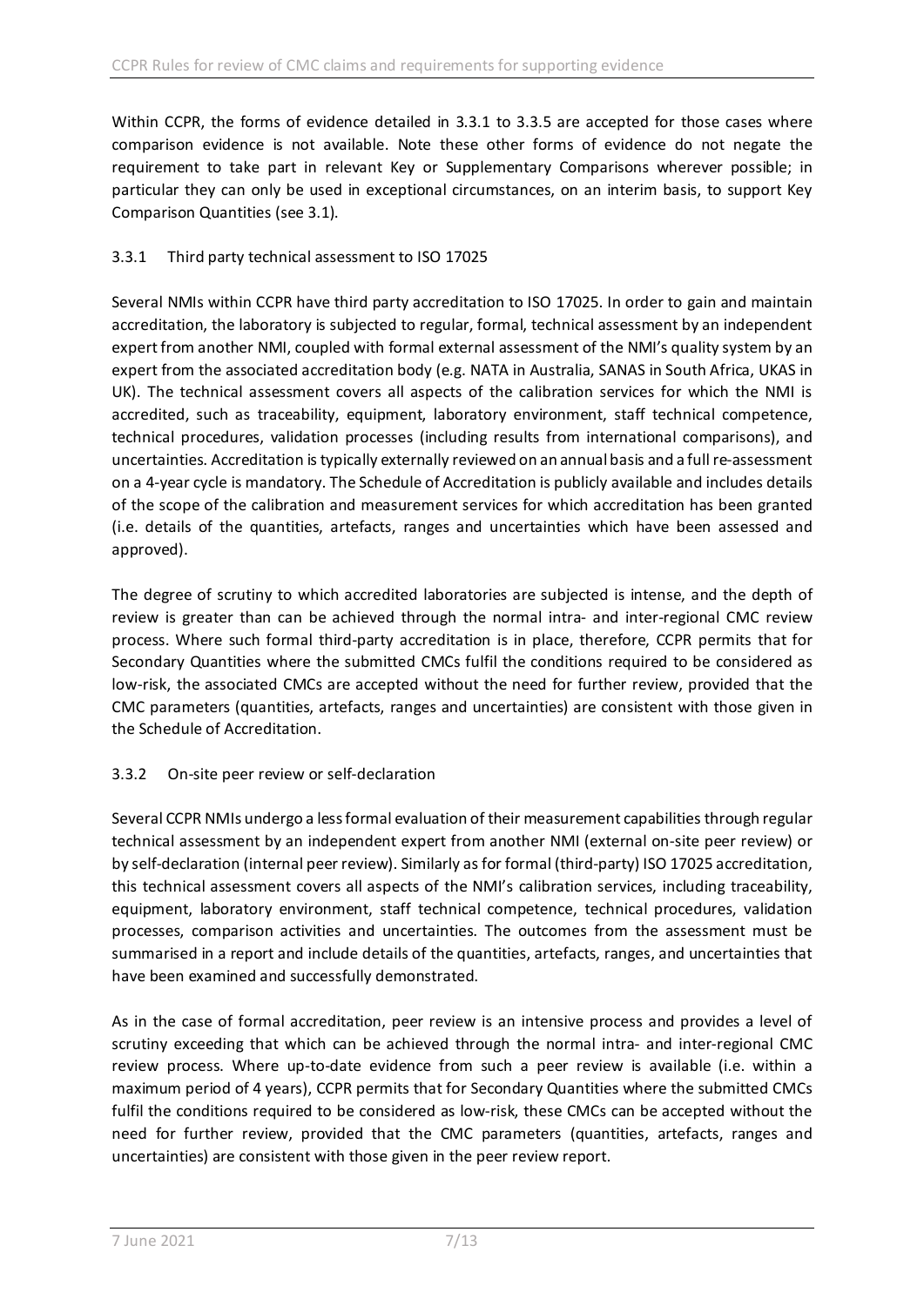Within CCPR, the forms of evidence detailed in 3.3.1 to 3.3.5 are accepted for those cases where comparison evidence is not available. Note these other forms of evidence do not negate the requirement to take part in relevant Key or Supplementary Comparisons wherever possible; in particular they can only be used in exceptional circumstances, on an interim basis, to support Key Comparison Quantities (see 3.1).

### 3.3.1 Third party technical assessment to ISO 17025

Several NMIs within CCPR have third party accreditation to ISO 17025. In order to gain and maintain accreditation, the laboratory is subjected to regular, formal, technical assessment by an independent expert from another NMI, coupled with formal external assessment of the NMI's quality system by an expert from the associated accreditation body (e.g. NATA in Australia, SANAS in South Africa, UKAS in UK). The technical assessment covers all aspects of the calibration services for which the NMI is accredited, such as traceability, equipment, laboratory environment, staff technical competence, technical procedures, validation processes (including results from international comparisons), and uncertainties. Accreditation is typically externally reviewed on an annual basis and a full re-assessment on a 4-year cycle is mandatory. The Schedule of Accreditation is publicly available and includes details of the scope of the calibration and measurement services for which accreditation has been granted (i.e. details of the quantities, artefacts, ranges and uncertainties which have been assessed and approved).

The degree of scrutiny to which accredited laboratories are subjected is intense, and the depth of review is greater than can be achieved through the normal intra- and inter-regional CMC review process. Where such formal third-party accreditation is in place, therefore, CCPR permits that for Secondary Quantities where the submitted CMCs fulfil the conditions required to be considered as low-risk, the associated CMCs are accepted without the need for further review, provided that the CMC parameters (quantities, artefacts, ranges and uncertainties) are consistent with those given in the Schedule of Accreditation.

### 3.3.2 On-site peer review or self-declaration

Several CCPR NMIs undergo a less formal evaluation of their measurement capabilities through regular technical assessment by an independent expert from another NMI (external on-site peer review) or by self-declaration (internal peer review). Similarly as for formal (third-party) ISO 17025 accreditation, this technical assessment covers all aspects of the NMI's calibration services, including traceability, equipment, laboratory environment, staff technical competence, technical procedures, validation processes, comparison activities and uncertainties. The outcomes from the assessment must be summarised in a report and include details of the quantities, artefacts, ranges, and uncertainties that have been examined and successfully demonstrated.

As in the case of formal accreditation, peer review is an intensive process and provides a level of scrutiny exceeding that which can be achieved through the normal intra- and inter-regional CMC review process. Where up-to-date evidence from such a peer review is available (i.e. within a maximum period of 4 years), CCPR permits that for Secondary Quantities where the submitted CMCs fulfil the conditions required to be considered as low-risk, these CMCs can be accepted without the need for further review, provided that the CMC parameters (quantities, artefacts, ranges and uncertainties) are consistent with those given in the peer review report.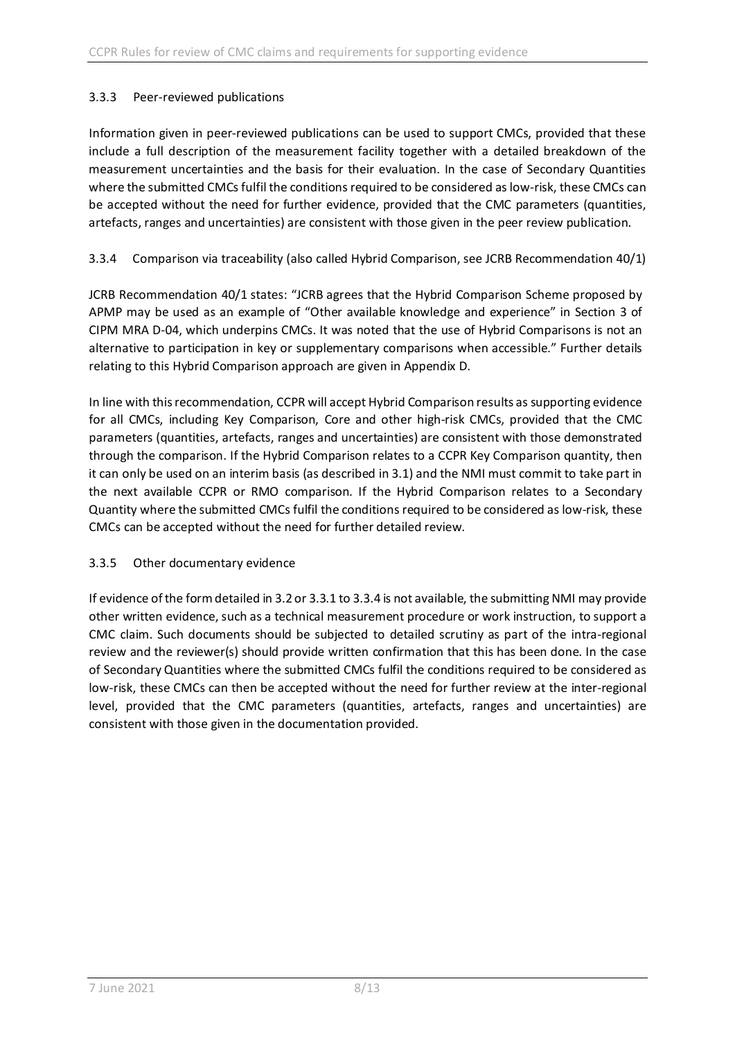### 3.3.3 Peer-reviewed publications

Information given in peer-reviewed publications can be used to support CMCs, provided that these include a full description of the measurement facility together with a detailed breakdown of the measurement uncertainties and the basis for their evaluation. In the case of Secondary Quantities where the submitted CMCs fulfil the conditions required to be considered as low-risk, these CMCs can be accepted without the need for further evidence, provided that the CMC parameters (quantities, artefacts, ranges and uncertainties) are consistent with those given in the peer review publication.

### 3.3.4 Comparison via traceability (also called Hybrid Comparison, see JCRB Recommendation 40/1)

JCRB Recommendation 40/1 states: "JCRB agrees that the Hybrid Comparison Scheme proposed by APMP may be used as an example of "Other available knowledge and experience" in Section 3 of CIPM MRA D-04, which underpins CMCs. It was noted that the use of Hybrid Comparisons is not an alternative to participation in key or supplementary comparisons when accessible." Further details relating to this Hybrid Comparison approach are given in Appendix D.

In line with this recommendation, CCPR will accept Hybrid Comparison results as supporting evidence for all CMCs, including Key Comparison, Core and other high-risk CMCs, provided that the CMC parameters (quantities, artefacts, ranges and uncertainties) are consistent with those demonstrated through the comparison. If the Hybrid Comparison relates to a CCPR Key Comparison quantity, then it can only be used on an interim basis (as described in 3.1) and the NMI must commit to take part in the next available CCPR or RMO comparison. If the Hybrid Comparison relates to a Secondary Quantity where the submitted CMCs fulfil the conditions required to be considered as low-risk, these CMCs can be accepted without the need for further detailed review.

### 3.3.5 Other documentary evidence

If evidence of the form detailed in 3.2 or 3.3.1 to 3.3.4 is not available, the submitting NMI may provide other written evidence, such as a technical measurement procedure or work instruction, to support a CMC claim. Such documents should be subjected to detailed scrutiny as part of the intra-regional review and the reviewer(s) should provide written confirmation that this has been done. In the case of Secondary Quantities where the submitted CMCs fulfil the conditions required to be considered as low-risk, these CMCs can then be accepted without the need for further review at the inter-regional level, provided that the CMC parameters (quantities, artefacts, ranges and uncertainties) are consistent with those given in the documentation provided.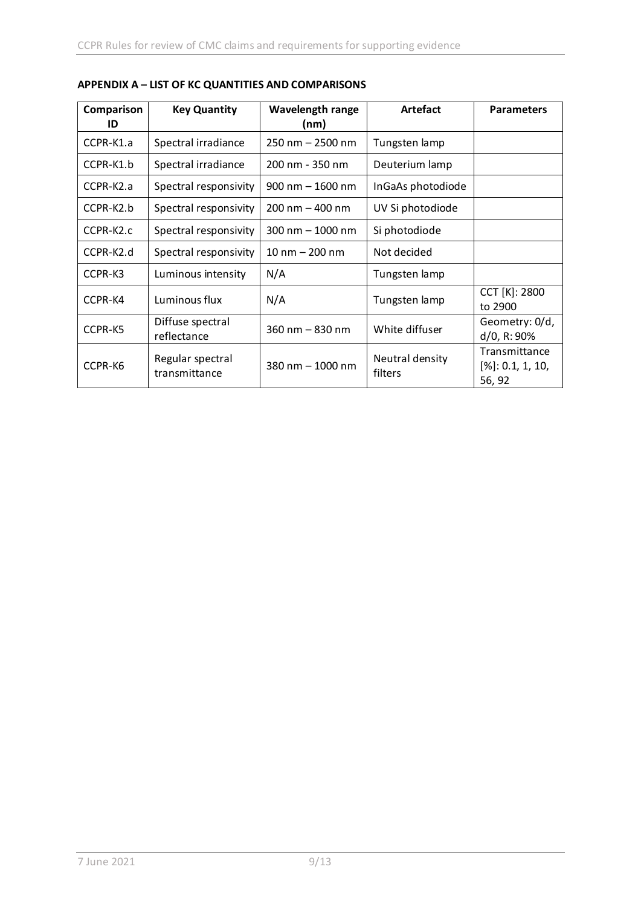**APPENDIX A – LIST OF KC QUANTITIES AND COMPARISONS**

| Comparison ID | Key Quantity | Wavelength range (nm) | Artefact | Parameters |
|---|---|---|---|---|
| CCPR-K1.a | Spectral irradiance | 250 nm – 2500 nm | Tungsten lamp | |
| CCPR-K1.b | Spectral irradiance | 200 nm - 350 nm | Deuterium lamp | |
| CCPR-K2.a | Spectral responsivity | 900 nm – 1600 nm | InGaAs photodiode | |
| CCPR-K2.b | Spectral responsivity | 200 nm – 400 nm | UV Si photodiode | |
| CCPR-K2.c | Spectral responsivity | 300 nm – 1000 nm | Si photodiode | |
| CCPR-K2.d | Spectral responsivity | 10 nm – 200 nm | Not decided | |
| CCPR-K3 | Luminous intensity | N/A | Tungsten lamp | |
| CCPR-K4 | Luminous flux | N/A | Tungsten lamp | CCT [K]: 2800 to 2900 |
| CCPR-K5 | Diffuse spectral reflectance | 360 nm – 830 nm | White diffuser | Geometry: 0/d, d/0, R: 90% |
| CCPR-K6 | Regular spectral transmittance | 380 nm – 1000 nm | Neutral density filters | Transmittance [%]: 0.1, 1, 10, 56, 92 |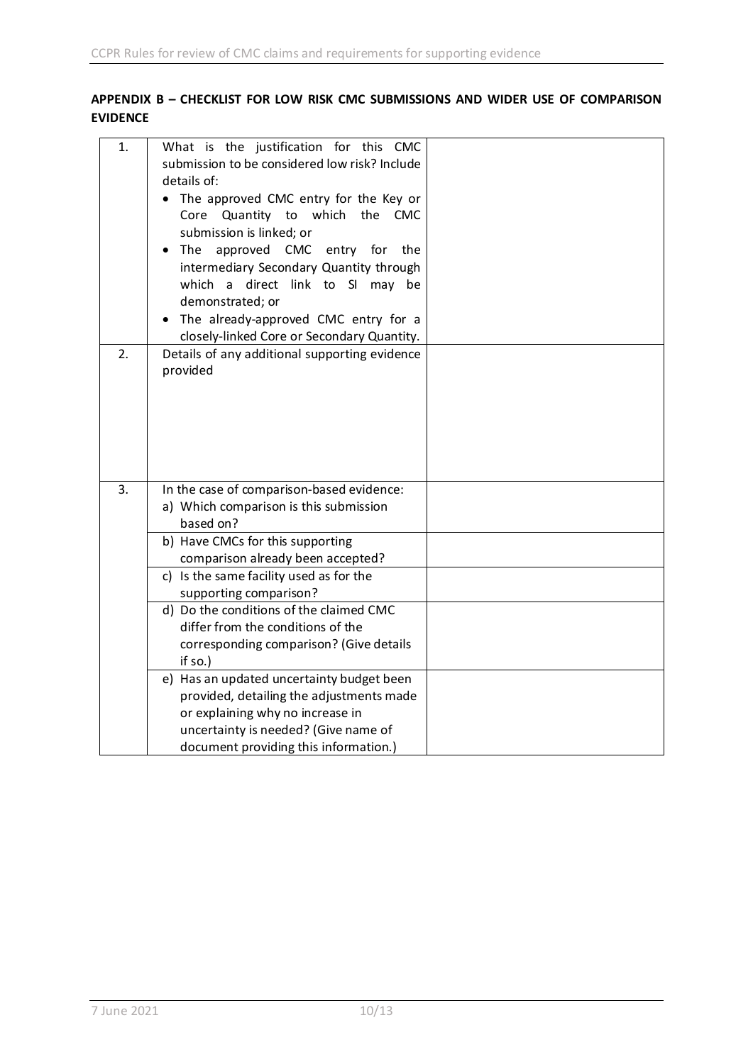**APPENDIX B – CHECKLIST FOR LOW RISK CMC SUBMISSIONS AND WIDER USE OF COMPARISON EVIDENCE**

| | | |
|---|---|---|
| 1. | What is the justification for this CMC submission to be considered low risk? Include details of:<br>• The approved CMC entry for the Key or Core Quantity to which the CMC submission is linked; or<br>• The approved CMC entry for the intermediary Secondary Quantity through which a direct link to SI may be demonstrated; or<br>• The already-approved CMC entry for a closely-linked Core or Secondary Quantity. | |
| 2. | Details of any additional supporting evidence provided | |
| 3. | In the case of comparison-based evidence:<br>a) Which comparison is this submission based on? | |
| | b) Have CMCs for this supporting comparison already been accepted? | |
| | c) Is the same facility used as for the supporting comparison? | |
| | d) Do the conditions of the claimed CMC differ from the conditions of the corresponding comparison? (Give details if so.) | |
| | e) Has an updated uncertainty budget been provided, detailing the adjustments made or explaining why no increase in uncertainty is needed? (Give name of document providing this information.) | |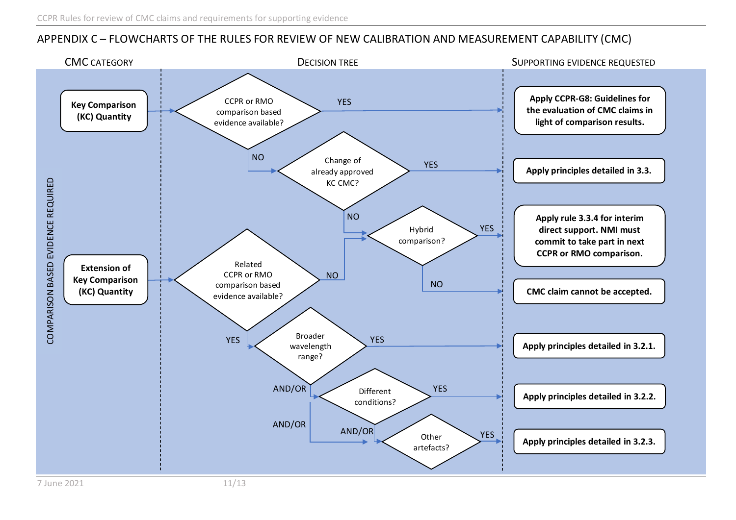## APPENDIX C – FLOWCHARTS OF THE RULES FOR REVIEW OF NEW CALIBRATION AND MEASUREMENT CAPABILITY (CMC)

CMC CATEGORY | DECISION TREE | SUPPORTING EVIDENCE REQUESTED

COMPARISON BASED EVIDENCE REQUIRED

**Key Comparison (KC) Quantity** → CCPR or RMO comparison based evidence available?
- YES → **Apply CCPR-G8: Guidelines for the evaluation of CMC claims in light of comparison results.**
- NO → Change of already approved KC CMC?
  - YES → **Apply principles detailed in 3.3.**
  - NO → Hybrid comparison?
    - YES → **Apply rule 3.3.4 for interim direct support. NMI must commit to take part in next CCPR or RMO comparison.**
    - NO → **CMC claim cannot be accepted.**

**Extension of Key Comparison (KC) Quantity** → Related CCPR or RMO comparison based evidence available?
- NO → Hybrid comparison?
- YES → Broader wavelength range?
  - YES → **Apply principles detailed in 3.2.1.**
  - AND/OR → Different conditions?
    - YES → **Apply principles detailed in 3.2.2.**
    - AND/OR → Other artefacts?
      - YES → **Apply principles detailed in 3.2.3.**
  - AND/OR → Other artefacts?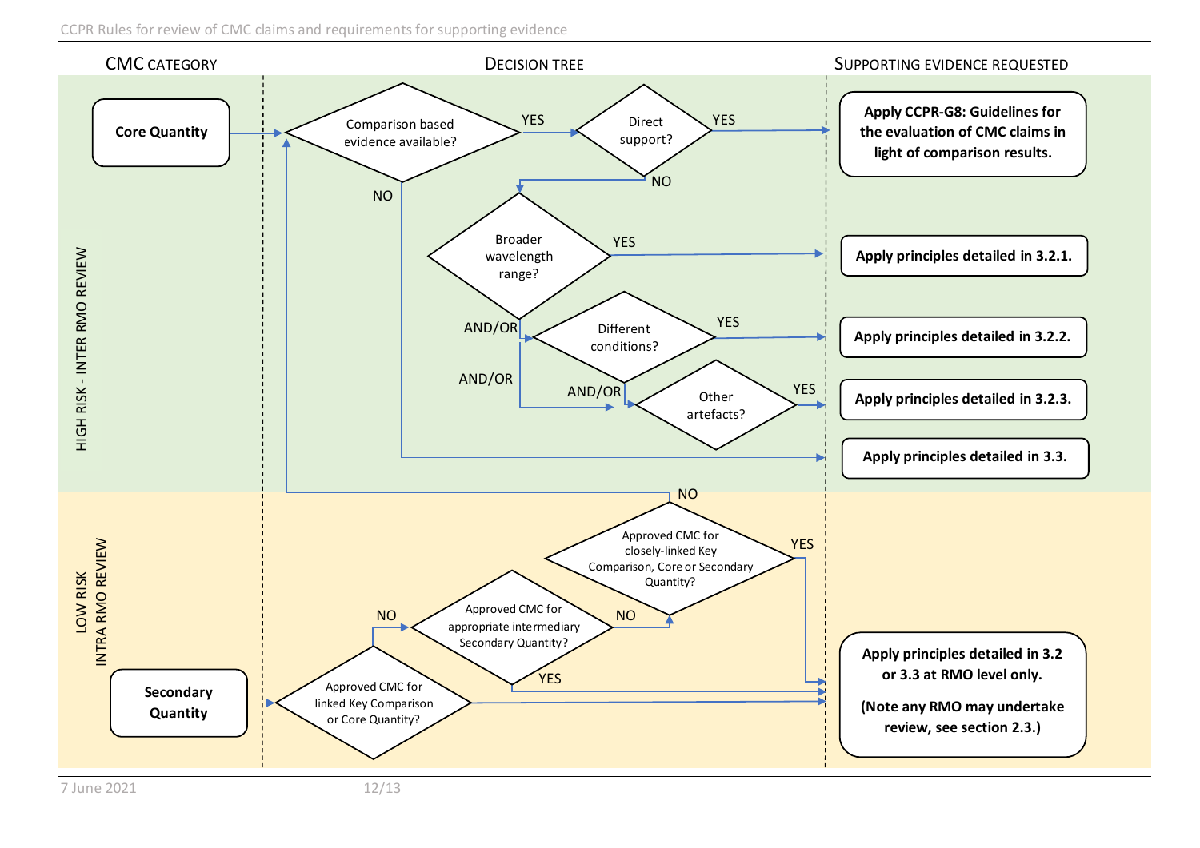| CMC CATEGORY | DECISION TREE | SUPPORTING EVIDENCE REQUESTED |
|---|---|---|

**HIGH RISK - INTER RMO REVIEW**

**Core Quantity** → Comparison based evidence available?

- YES → Direct support?
  - YES → **Apply CCPR-G8: Guidelines for the evaluation of CMC claims in light of comparison results.**
  - NO → Broader wavelength range?
    - YES → **Apply principles detailed in 3.2.1.**
    - AND/OR → Different conditions?
      - YES → **Apply principles detailed in 3.2.2.**
      - AND/OR → Other artefacts?
        - YES → **Apply principles detailed in 3.2.3.**
- NO → **Apply principles detailed in 3.3.**

**LOW RISK INTRA RMO REVIEW**

**Secondary Quantity** → Approved CMC for linked Key Comparison or Core Quantity?

- YES → **Apply principles detailed in 3.2 or 3.3 at RMO level only. (Note any RMO may undertake review, see section 2.3.)**
- NO → Approved CMC for appropriate intermediary Secondary Quantity?
  - YES → **Apply principles detailed in 3.2 or 3.3 at RMO level only. (Note any RMO may undertake review, see section 2.3.)**
  - NO → Approved CMC for closely-linked Key Comparison, Core or Secondary Quantity?
    - YES → **Apply principles detailed in 3.2 or 3.3 at RMO level only. (Note any RMO may undertake review, see section 2.3.)**
    - NO → Comparison based evidence available? (Core Quantity path)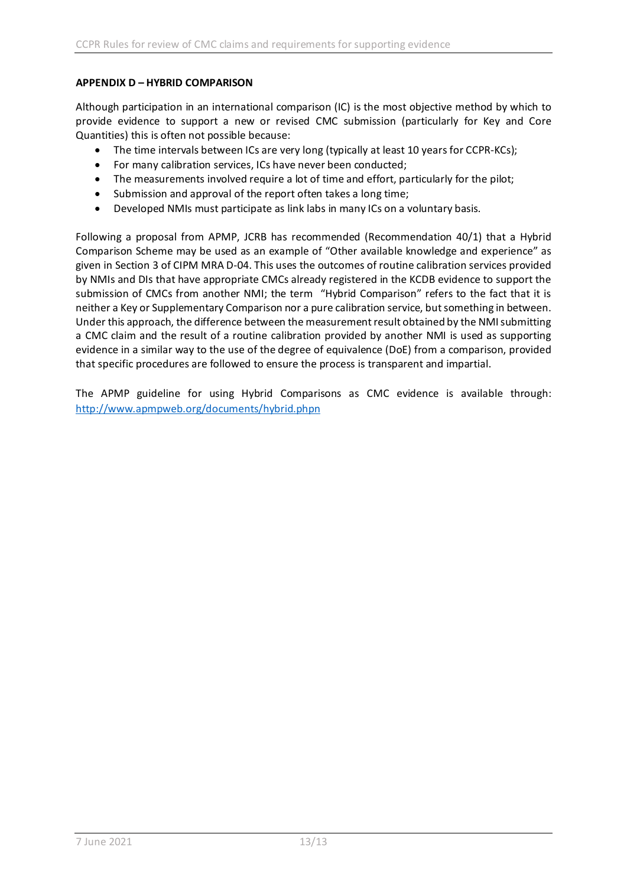**APPENDIX D – HYBRID COMPARISON**

Although participation in an international comparison (IC) is the most objective method by which to provide evidence to support a new or revised CMC submission (particularly for Key and Core Quantities) this is often not possible because:

- The time intervals between ICs are very long (typically at least 10 years for CCPR-KCs);
- For many calibration services, ICs have never been conducted;
- The measurements involved require a lot of time and effort, particularly for the pilot;
- Submission and approval of the report often takes a long time;
- Developed NMIs must participate as link labs in many ICs on a voluntary basis.

Following a proposal from APMP, JCRB has recommended (Recommendation 40/1) that a Hybrid Comparison Scheme may be used as an example of "Other available knowledge and experience" as given in Section 3 of CIPM MRA D-04. This uses the outcomes of routine calibration services provided by NMIs and DIs that have appropriate CMCs already registered in the KCDB evidence to support the submission of CMCs from another NMI; the term "Hybrid Comparison" refers to the fact that it is neither a Key or Supplementary Comparison nor a pure calibration service, but something in between. Under this approach, the difference between the measurement result obtained by the NMI submitting a CMC claim and the result of a routine calibration provided by another NMI is used as supporting evidence in a similar way to the use of the degree of equivalence (DoE) from a comparison, provided that specific procedures are followed to ensure the process is transparent and impartial.

The APMP guideline for using Hybrid Comparisons as CMC evidence is available through: http://www.apmpweb.org/documents/hybrid.phpn